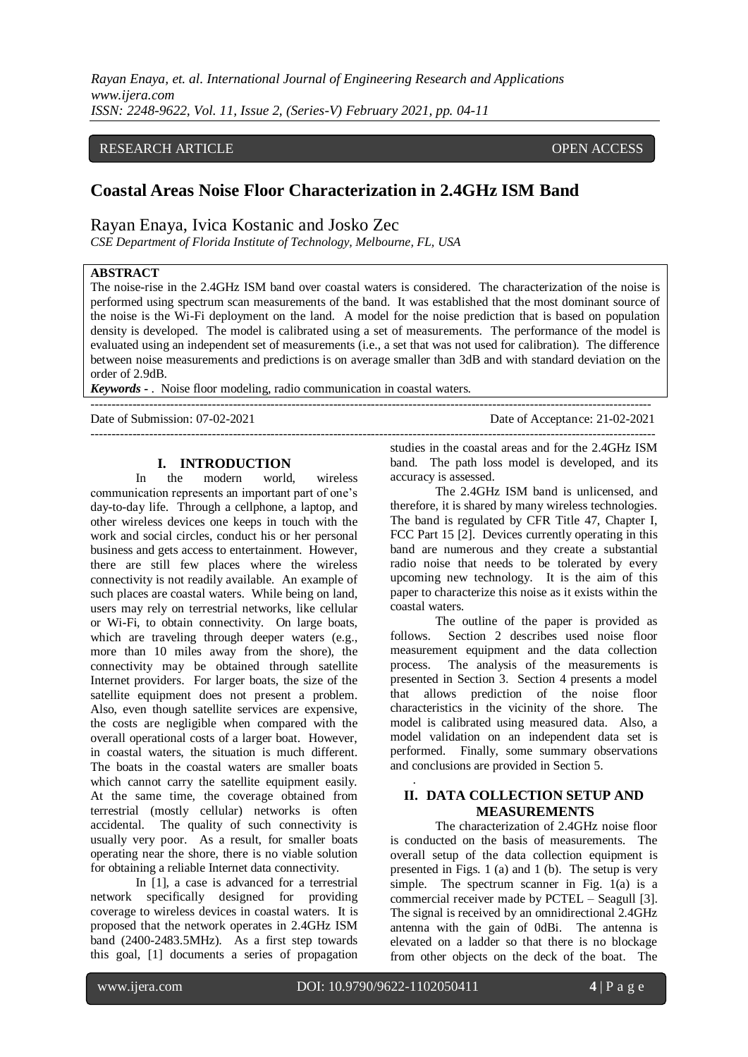RESEARCH ARTICLE OPEN ACCESS

# Coastal Areas Noise Floor Characterization in 2.4GHz ISM Band

Rayan Enaya, Ivica Kostanic and Josko Zec

*CSE Department of Florida Institute of Technology, Melbourne, FL, USA*

**ABSTRACT**

The noise-rise in the 2.4GHz ISM band over coastal waters is considered. The characterization of the noise is performed using spectrum scan measurements of the band. It was established that the most dominant source of the noise is the Wi-Fi deployment on the land. A model for the noise prediction that is based on population density is developed. The model is calibrated using a set of measurements. The performance of the model is evaluated using an independent set of measurements (i.e., a set that was not used for calibration). The difference between noise measurements and predictions is on average smaller than 3dB and with standard deviation on the order of 2.9dB.

***Keywords* - .** Noise floor modeling, radio communication in coastal waters.

Date of Submission: 07-02-2021 Date of Acceptance: 21-02-2021

## I. INTRODUCTION

In the modern world, wireless communication represents an important part of one's day-to-day life. Through a cellphone, a laptop, and other wireless devices one keeps in touch with the work and social circles, conduct his or her personal business and gets access to entertainment. However, there are still few places where the wireless connectivity is not readily available. An example of such places are coastal waters. While being on land, users may rely on terrestrial networks, like cellular or Wi-Fi, to obtain connectivity. On large boats, which are traveling through deeper waters (e.g., more than 10 miles away from the shore), the connectivity may be obtained through satellite Internet providers. For larger boats, the size of the satellite equipment does not present a problem. Also, even though satellite services are expensive, the costs are negligible when compared with the overall operational costs of a larger boat. However, in coastal waters, the situation is much different. The boats in the coastal waters are smaller boats which cannot carry the satellite equipment easily. At the same time, the coverage obtained from terrestrial (mostly cellular) networks is often accidental. The quality of such connectivity is usually very poor. As a result, for smaller boats operating near the shore, there is no viable solution for obtaining a reliable Internet data connectivity.

In [1], a case is advanced for a terrestrial network specifically designed for providing coverage to wireless devices in coastal waters. It is proposed that the network operates in 2.4GHz ISM band (2400-2483.5MHz). As a first step towards this goal, [1] documents a series of propagation studies in the coastal areas and for the 2.4GHz ISM band. The path loss model is developed, and its accuracy is assessed.

The 2.4GHz ISM band is unlicensed, and therefore, it is shared by many wireless technologies. The band is regulated by CFR Title 47, Chapter I, FCC Part 15 [2]. Devices currently operating in this band are numerous and they create a substantial radio noise that needs to be tolerated by every upcoming new technology. It is the aim of this paper to characterize this noise as it exists within the coastal waters.

The outline of the paper is provided as follows. Section 2 describes used noise floor measurement equipment and the data collection process. The analysis of the measurements is presented in Section 3. Section 4 presents a model that allows prediction of the noise floor characteristics in the vicinity of the shore. The model is calibrated using measured data. Also, a model validation on an independent data set is performed. Finally, some summary observations and conclusions are provided in Section 5.

## II. DATA COLLECTION SETUP AND MEASUREMENTS

The characterization of 2.4GHz noise floor is conducted on the basis of measurements. The overall setup of the data collection equipment is presented in Figs. 1 (a) and 1 (b). The setup is very simple. The spectrum scanner in Fig. 1(a) is a commercial receiver made by PCTEL – Seagull [3]. The signal is received by an omnidirectional 2.4GHz antenna with the gain of 0dBi. The antenna is elevated on a ladder so that there is no blockage from other objects on the deck of the boat. The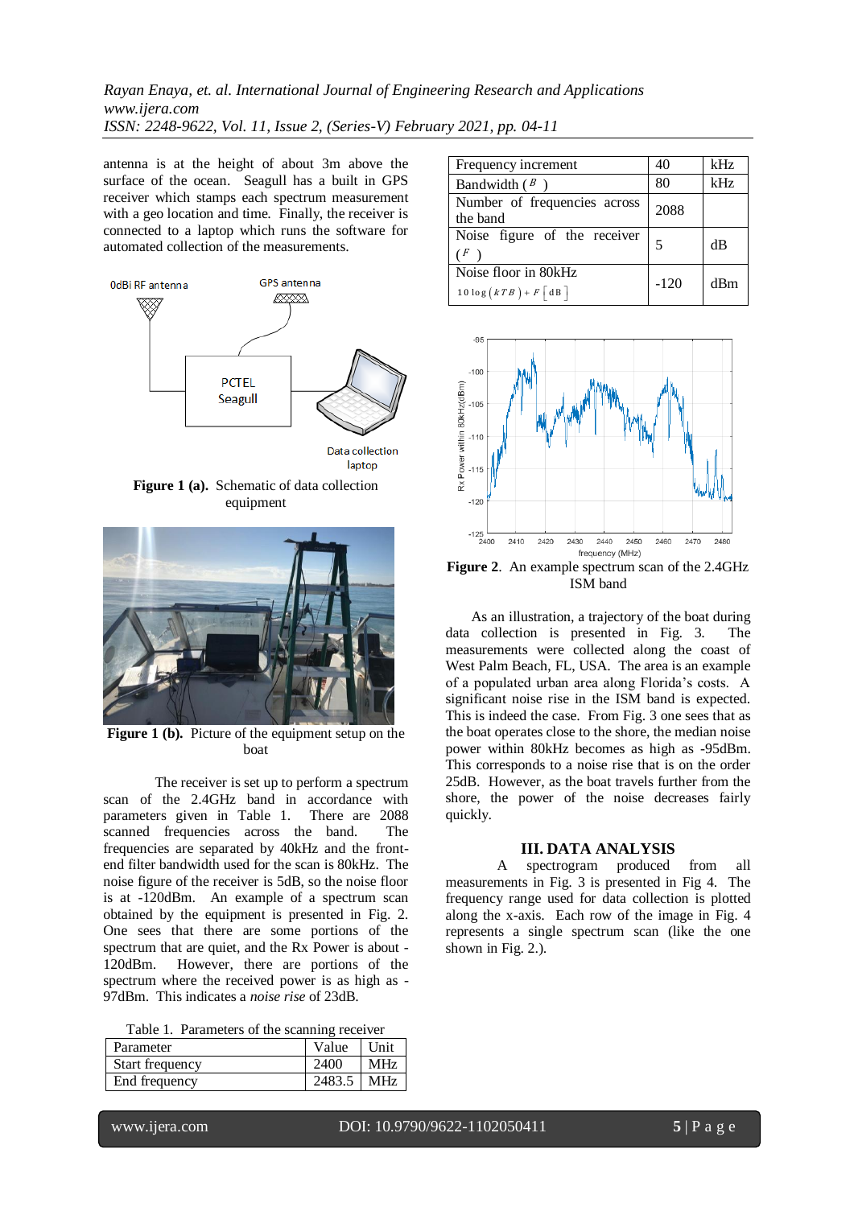antenna is at the height of about 3m above the surface of the ocean. Seagull has a built in GPS receiver which stamps each spectrum measurement with a geo location and time. Finally, the receiver is connected to a laptop which runs the software for automated collection of the measurements.

**Figure 1 (a).** Schematic of data collection equipment

**Figure 1 (b).** Picture of the equipment setup on the boat

The receiver is set up to perform a spectrum scan of the 2.4GHz band in accordance with parameters given in Table 1. There are 2088 scanned frequencies across the band. The frequencies are separated by 40kHz and the front-end filter bandwidth used for the scan is 80kHz. The noise figure of the receiver is 5dB, so the noise floor is at -120dBm. An example of a spectrum scan obtained by the equipment is presented in Fig. 2. One sees that there are some portions of the spectrum that are quiet, and the Rx Power is about -120dBm. However, there are portions of the spectrum where the received power is as high as -97dBm. This indicates a *noise rise* of 23dB.

Table 1. Parameters of the scanning receiver

| Parameter | Value | Unit |
|---|---|---|
| Start frequency | 2400 | MHz |
| End frequency | 2483.5 | MHz |
| Frequency increment | 40 | kHz |
| Bandwidth ($B$) | 80 | kHz |
| Number of frequencies across the band | 2088 | |
| Noise figure of the receiver ($F$) | 5 | dB |
| Noise floor in 80kHz $10\log(kTB)+F\,[\mathrm{dB}]$ | -120 | dBm |

**Figure 2**. An example spectrum scan of the 2.4GHz ISM band

As an illustration, a trajectory of the boat during data collection is presented in Fig. 3. The measurements were collected along the coast of West Palm Beach, FL, USA. The area is an example of a populated urban area along Florida's costs. A significant noise rise in the ISM band is expected. This is indeed the case. From Fig. 3 one sees that as the boat operates close to the shore, the median noise power within 80kHz becomes as high as -95dBm. This corresponds to a noise rise that is on the order 25dB. However, as the boat travels further from the shore, the power of the noise decreases fairly quickly.

## III. DATA ANALYSIS

A spectrogram produced from all measurements in Fig. 3 is presented in Fig 4. The frequency range used for data collection is plotted along the x-axis. Each row of the image in Fig. 4 represents a single spectrum scan (like the one shown in Fig. 2.).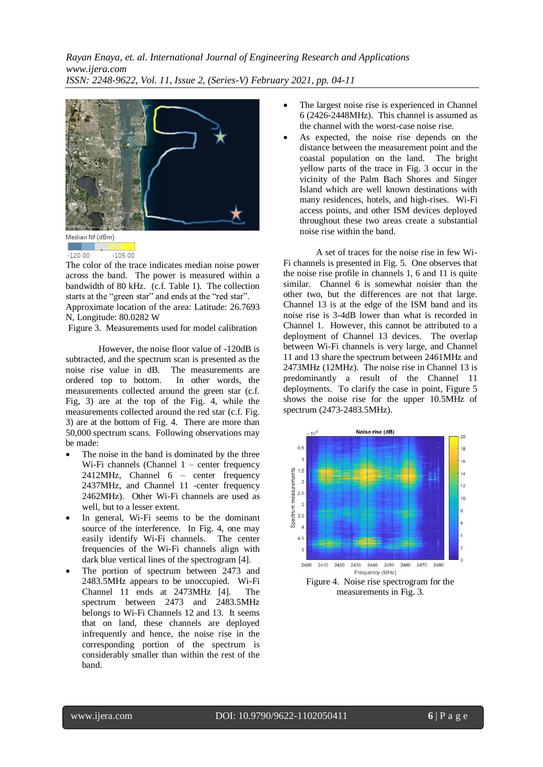Median Nf (dBm)

-120.00 -105.00

The color of the trace indicates median noise power across the band. The power is measured within a bandwidth of 80 kHz. (c.f. Table 1). The collection starts at the "green star" and ends at the "red star". Approximate location of the area: Latitude: 26.7693 N, Longitude: 80.0282 W

Figure 3. Measurements used for model calibration

However, the noise floor value of -120dB is subtracted, and the spectrum scan is presented as the noise rise value in dB. The measurements are ordered top to bottom. In other words, the measurements collected around the green star (c.f. Fig, 3) are at the top of the Fig. 4, while the measurements collected around the red star (c.f. Fig. 3) are at the bottom of Fig. 4. There are more than 50,000 spectrum scans. Following observations may be made:

- The noise in the band is dominated by the three Wi-Fi channels (Channel 1 – center frequency 2412MHz, Channel 6 – center frequency 2437MHz, and Channel 11 -center frequency 2462MHz). Other Wi-Fi channels are used as well, but to a lesser extent.
- In general, Wi-Fi seems to be the dominant source of the interference. In Fig. 4, one may easily identify Wi-Fi channels. The center frequencies of the Wi-Fi channels align with dark blue vertical lines of the spectrogram [4].
- The portion of spectrum between 2473 and 2483.5MHz appears to be unoccupied. Wi-Fi Channel 11 ends at 2473MHz [4]. The spectrum between 2473 and 2483.5MHz belongs to Wi-Fi Channels 12 and 13. It seems that on land, these channels are deployed infrequently and hence, the noise rise in the corresponding portion of the spectrum is considerably smaller than within the rest of the band.
- The largest noise rise is experienced in Channel 6 (2426-2448MHz). This channel is assumed as the channel with the worst-case noise rise.
- As expected, the noise rise depends on the distance between the measurement point and the coastal population on the land. The bright yellow parts of the trace in Fig. 3 occur in the vicinity of the Palm Bach Shores and Singer Island which are well known destinations with many residences, hotels, and high-rises. Wi-Fi access points, and other ISM devices deployed throughout these two areas create a substantial noise rise within the band.

A set of traces for the noise rise in few Wi-Fi channels is presented in Fig. 5. One observes that the noise rise profile in channels 1, 6 and 11 is quite similar. Channel 6 is somewhat noisier than the other two, but the differences are not that large. Channel 13 is at the edge of the ISM band and its noise rise is 3-4dB lower than what is recorded in Channel 1. However, this cannot be attributed to a deployment of Channel 13 devices. The overlap between Wi-Fi channels is very large, and Channel 11 and 13 share the spectrum between 2461MHz and 2473MHz (12MHz). The noise rise in Channel 13 is predominantly a result of the Channel 11 deployments. To clarify the case in point, Figure 5 shows the noise rise for the upper 10.5MHz of spectrum (2473-2483.5MHz).

Figure 4. Noise rise spectrogram for the measurements in Fig. 3.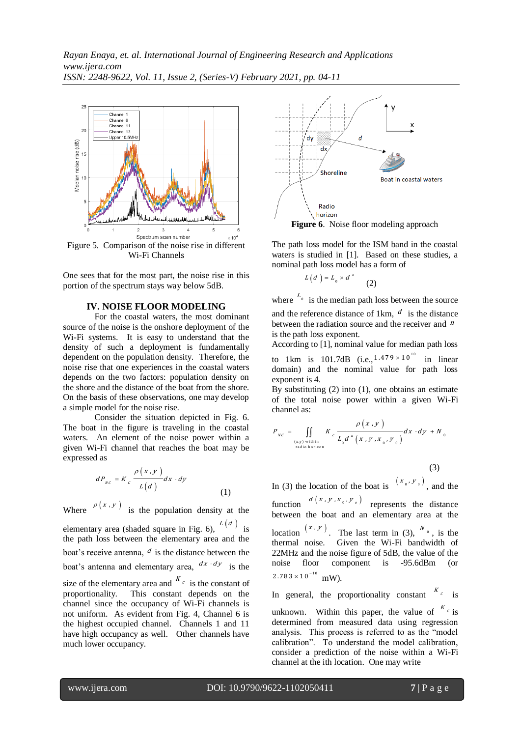Figure 5. Comparison of the noise rise in different Wi-Fi Channels

One sees that for the most part, the noise rise in this portion of the spectrum stays way below 5dB.

## IV. NOISE FLOOR MODELING

For the coastal waters, the most dominant source of the noise is the onshore deployment of the Wi-Fi systems. It is easy to understand that the density of such a deployment is fundamentally dependent on the population density. Therefore, the noise rise that one experiences in the coastal waters depends on the two factors: population density on the shore and the distance of the boat from the shore. On the basis of these observations, one may develop a simple model for the noise rise.

Consider the situation depicted in Fig. 6. The boat in the figure is traveling in the coastal waters. An element of the noise power within a given Wi-Fi channel that reaches the boat may be expressed as

$$dP_{NC} = K_c \frac{\rho(x,y)}{L(d)} dx \cdot dy \tag{1}$$

Where $\rho(x,y)$ is the population density at the elementary area (shaded square in Fig. 6), $L(d)$ is the path loss between the elementary area and the boat's receive antenna, $d$ is the distance between the boat's antenna and elementary area, $dx \cdot dy$ is the size of the elementary area and $K_c$ is the constant of proportionality. This constant depends on the channel since the occupancy of Wi-Fi channels is not uniform. As evident from Fig. 4, Channel 6 is the highest occupied channel. Channels 1 and 11 have high occupancy as well. Other channels have much lower occupancy.

**Figure 6**. Noise floor modeling approach

The path loss model for the ISM band in the coastal waters is studied in [1]. Based on these studies, a nominal path loss model has a form of

$$L(d) = L_0 \times d^n \tag{2}$$

where $L_0$ is the median path loss between the source and the reference distance of 1km, $d$ is the distance between the radiation source and the receiver and $n$ is the path loss exponent.

According to [1], nominal value for median path loss to 1km is 101.7dB (i.e., $1.479 \times 10^{10}$ in linear domain) and the nominal value for path loss exponent is 4.

By substituting (2) into (1), one obtains an estimate of the total noise power within a given Wi-Fi channel as:

$$P_{NC} = \iint\limits_{\substack{(x,y)\ \text{within} \\ \text{radio horizon}}} K_c \frac{\rho(x,y)}{L_0 d^n(x,y,x_0,y_0)} dx \cdot dy + N_0 \tag{3}$$

In (3) the location of the boat is $(x_0, y_0)$, and the function $d(x,y,x_0,y_0)$ represents the distance between the boat and an elementary area at the location $(x,y)$. The last term in (3), $N_0$, is the thermal noise. Given the Wi-Fi bandwidth of 22MHz and the noise figure of 5dB, the value of the noise floor component is -95.6dBm (or $2.783 \times 10^{-10}$ mW).

In general, the proportionality constant $K_c$ is unknown. Within this paper, the value of $K_c$ is determined from measured data using regression analysis. This process is referred to as the "model calibration". To understand the model calibration, consider a prediction of the noise within a Wi-Fi channel at the ith location. One may write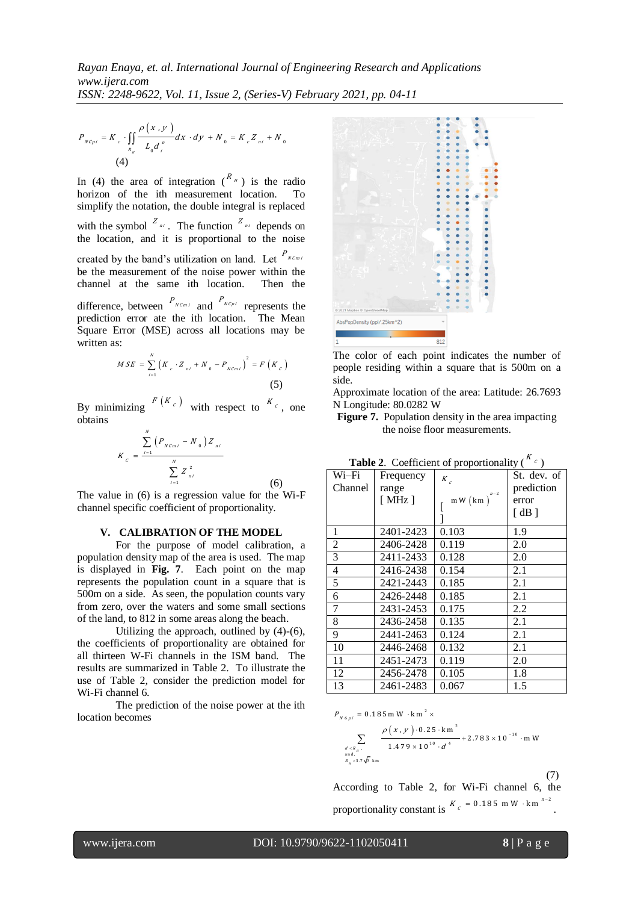$$P_{NCpi} = K_c \cdot \iint_{R_H} \frac{\rho(x,y)}{L_0 d_i^n} dx \cdot dy + N_0 = K_c Z_{ni} + N_0$$

(4)

In (4) the area of integration ($R_H$) is the radio horizon of the ith measurement location. To simplify the notation, the double integral is replaced with the symbol $Z_{ni}$. The function $Z_{ni}$ depends on the location, and it is proportional to the noise created by the band's utilization on land. Let $P_{NCmi}$ be the measurement of the noise power within the channel at the same ith location. Then the difference, between $P_{NCmi}$ and $P_{NCpi}$ represents the prediction error ate the ith location. The Mean Square Error (MSE) across all locations may be written as:

$$MSE = \sum_{i=1}^{N} \left(K_c \cdot Z_{ni} + N_0 - P_{NCmi}\right)^2 = F(K_c)$$

(5)

By minimizing $F(K_c)$ with respect to $K_c$, one obtains

$$K_c = \frac{\sum_{i=1}^{N} \left(P_{NCmi} - N_0\right) Z_{ni}}{\sum_{i=1}^{N} Z_{ni}^2}$$

(6)

The value in (6) is a regression value for the Wi-F channel specific coefficient of proportionality.

## V. CALIBRATION OF THE MODEL

For the purpose of model calibration, a population density map of the area is used. The map is displayed in **Fig. 7**. Each point on the map represents the population count in a square that is 500m on a side. As seen, the population counts vary from zero, over the waters and some small sections of the land, to 812 in some areas along the beach.

Utilizing the approach, outlined by (4)-(6), the coefficients of proportionality are obtained for all thirteen W-Fi channels in the ISM band. The results are summarized in Table 2. To illustrate the use of Table 2, consider the prediction model for Wi-Fi channel 6.

The prediction of the noise power at the ith location becomes

The color of each point indicates the number of people residing within a square that is 500m on a side.

Approximate location of the area: Latitude: 26.7693 N Longitude: 80.0282 W

**Figure 7.** Population density in the area impacting the noise floor measurements.

**Table 2**. Coefficient of proportionality ($K_c$)

| Wi–Fi Channel | Frequency range [ MHz ] | $K_c$ [ $\mathrm{mW}\,(\mathrm{km})^{n-2}$ ] | St. dev. of prediction error [ dB ] |
|---|---|---|---|
| 1 | 2401-2423 | 0.103 | 1.9 |
| 2 | 2406-2428 | 0.119 | 2.0 |
| 3 | 2411-2433 | 0.128 | 2.0 |
| 4 | 2416-2438 | 0.154 | 2.1 |
| 5 | 2421-2443 | 0.185 | 2.1 |
| 6 | 2426-2448 | 0.185 | 2.1 |
| 7 | 2431-2453 | 0.175 | 2.2 |
| 8 | 2436-2458 | 0.135 | 2.1 |
| 9 | 2441-2463 | 0.124 | 2.1 |
| 10 | 2446-2468 | 0.132 | 2.1 |
| 11 | 2451-2473 | 0.119 | 2.0 |
| 12 | 2456-2478 | 0.105 | 1.8 |
| 13 | 2461-2483 | 0.067 | 1.5 |

$$P_{N6pi} = 0.185\,\mathrm{mW} \cdot \mathrm{km}^2 \times \sum_{\substack{d<R_H,\\ \text{and,}\\ R_H<3.7\sqrt{3}\ \mathrm{km}}} \frac{\rho(x,y) \cdot 0.25 \cdot \mathrm{km}^2}{1.479 \times 10^{10} \cdot d^4} + 2.783 \times 10^{-10} \cdot \mathrm{mW}$$

(7)

According to Table 2, for Wi-Fi channel 6, the proportionality constant is $K_c = 0.185\ \mathrm{mW} \cdot \mathrm{km}^{n-2}$.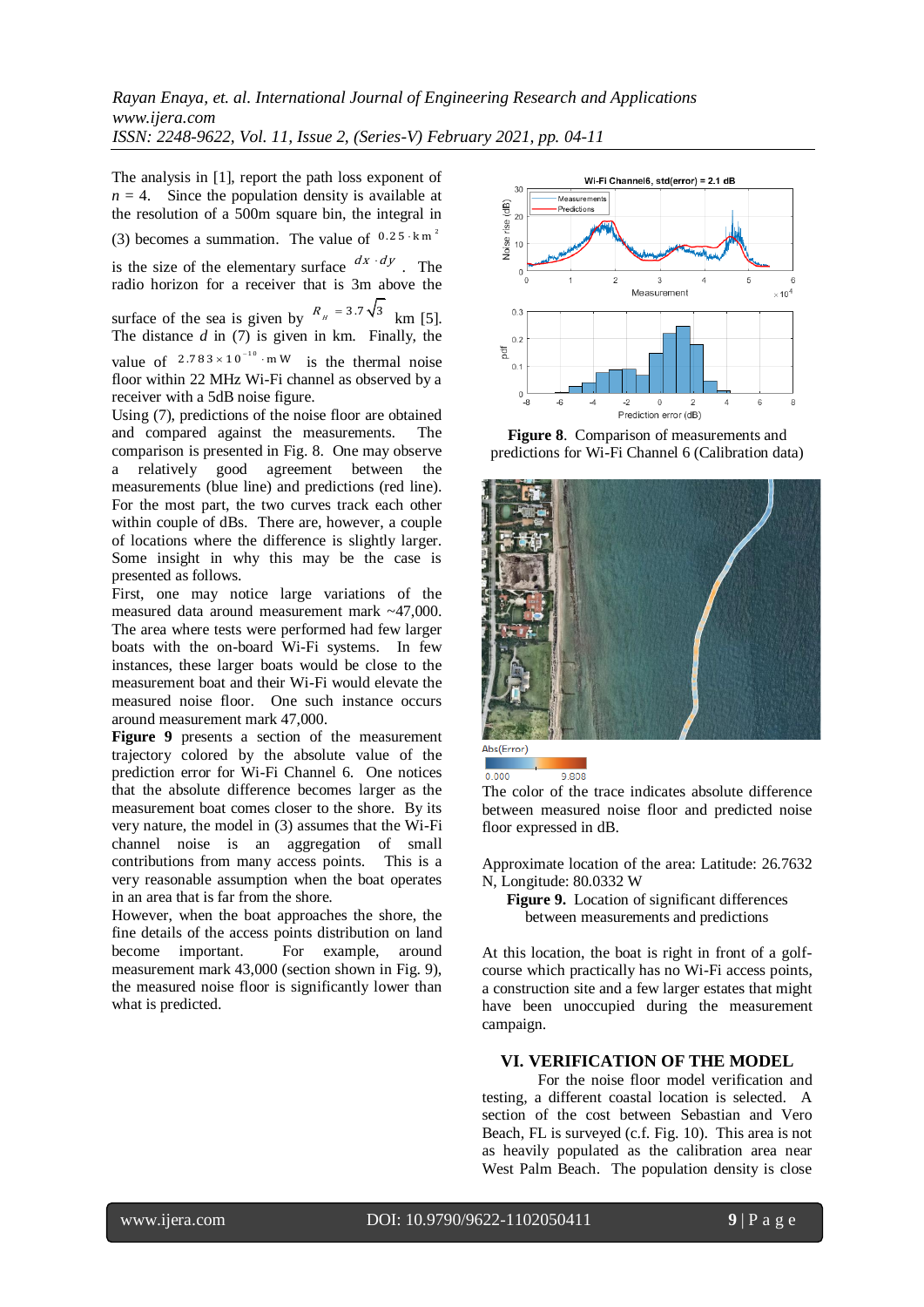The analysis in [1], report the path loss exponent of $n = 4$. Since the population density is available at the resolution of a 500m square bin, the integral in (3) becomes a summation. The value of $0.25 \cdot \text{km}^2$ is the size of the elementary surface $dx \cdot dy$. The radio horizon for a receiver that is 3m above the surface of the sea is given by $R_H = 3.7\sqrt{3}$ km [5]. The distance $d$ in (7) is given in km. Finally, the value of $2.783 \times 10^{-10} \cdot \text{mW}$ is the thermal noise floor within 22 MHz Wi-Fi channel as observed by a receiver with a 5dB noise figure.

Using (7), predictions of the noise floor are obtained and compared against the measurements. The comparison is presented in Fig. 8. One may observe a relatively good agreement between the measurements (blue line) and predictions (red line). For the most part, the two curves track each other within couple of dBs. There are, however, a couple of locations where the difference is slightly larger. Some insight in why this may be the case is presented as follows.

First, one may notice large variations of the measured data around measurement mark ~47,000. The area where tests were performed had few larger boats with the on-board Wi-Fi systems. In few instances, these larger boats would be close to the measurement boat and their Wi-Fi would elevate the measured noise floor. One such instance occurs around measurement mark 47,000.

**Figure 9** presents a section of the measurement trajectory colored by the absolute value of the prediction error for Wi-Fi Channel 6. One notices that the absolute difference becomes larger as the measurement boat comes closer to the shore. By its very nature, the model in (3) assumes that the Wi-Fi channel noise is an aggregation of small contributions from many access points. This is a very reasonable assumption when the boat operates in an area that is far from the shore.

However, when the boat approaches the shore, the fine details of the access points distribution on land become important. For example, around measurement mark 43,000 (section shown in Fig. 9), the measured noise floor is significantly lower than what is predicted.

**Figure 8**. Comparison of measurements and predictions for Wi-Fi Channel 6 (Calibration data)

The color of the trace indicates absolute difference between measured noise floor and predicted noise floor expressed in dB.

Approximate location of the area: Latitude: 26.7632 N, Longitude: 80.0332 W

**Figure 9.** Location of significant differences between measurements and predictions

At this location, the boat is right in front of a golf-course which practically has no Wi-Fi access points, a construction site and a few larger estates that might have been unoccupied during the measurement campaign.

## VI. VERIFICATION OF THE MODEL

For the noise floor model verification and testing, a different coastal location is selected. A section of the cost between Sebastian and Vero Beach, FL is surveyed (c.f. Fig. 10). This area is not as heavily populated as the calibration area near West Palm Beach. The population density is close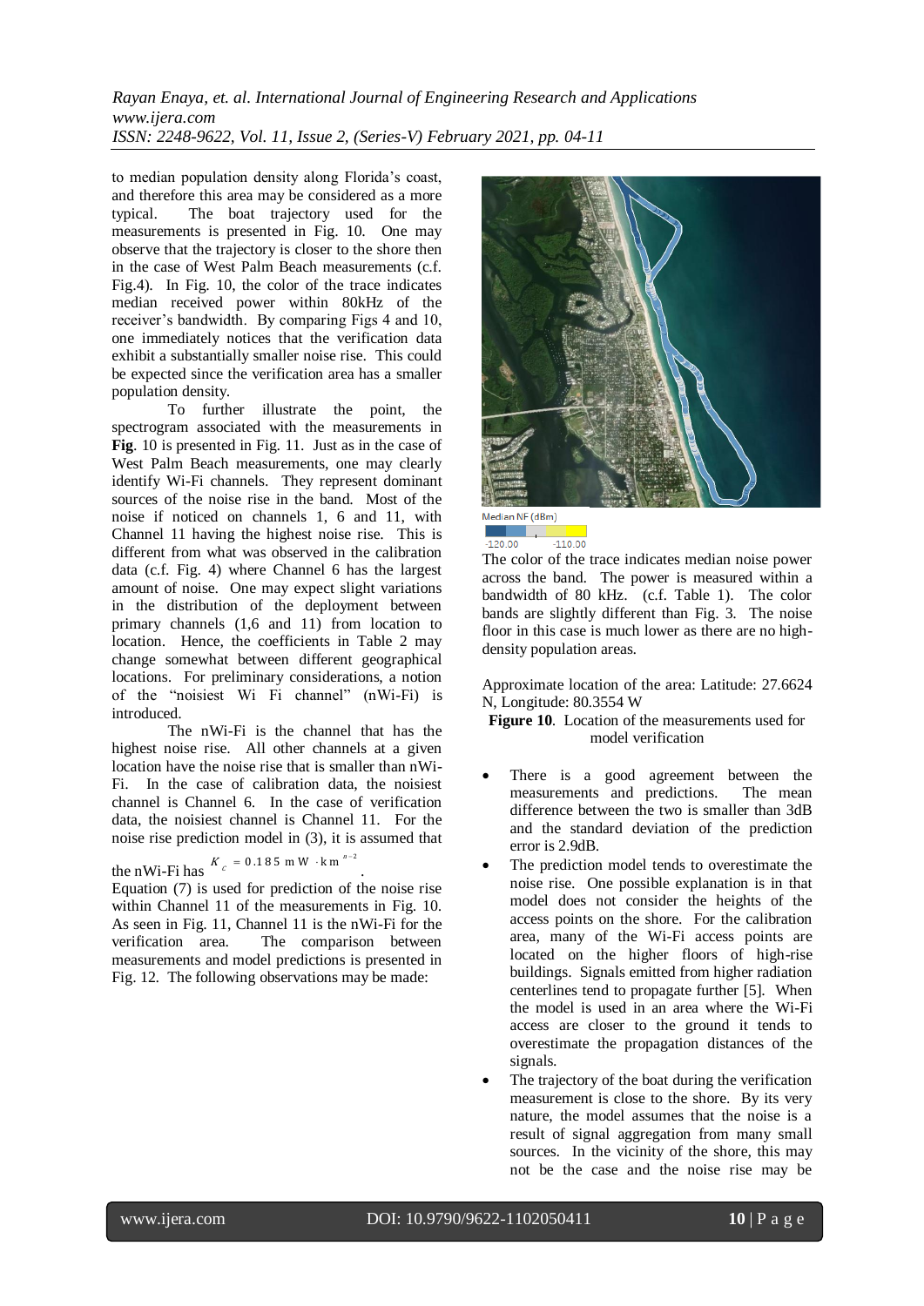to median population density along Florida's coast, and therefore this area may be considered as a more typical. The boat trajectory used for the measurements is presented in Fig. 10. One may observe that the trajectory is closer to the shore then in the case of West Palm Beach measurements (c.f. Fig.4). In Fig. 10, the color of the trace indicates median received power within 80kHz of the receiver's bandwidth. By comparing Figs 4 and 10, one immediately notices that the verification data exhibit a substantially smaller noise rise. This could be expected since the verification area has a smaller population density.

To further illustrate the point, the spectrogram associated with the measurements in **Fig**. 10 is presented in Fig. 11. Just as in the case of West Palm Beach measurements, one may clearly identify Wi-Fi channels. They represent dominant sources of the noise rise in the band. Most of the noise if noticed on channels 1, 6 and 11, with Channel 11 having the highest noise rise. This is different from what was observed in the calibration data (c.f. Fig. 4) where Channel 6 has the largest amount of noise. One may expect slight variations in the distribution of the deployment between primary channels (1,6 and 11) from location to location. Hence, the coefficients in Table 2 may change somewhat between different geographical locations. For preliminary considerations, a notion of the "noisiest Wi Fi channel" (nWi-Fi) is introduced.

The nWi-Fi is the channel that has the highest noise rise. All other channels at a given location have the noise rise that is smaller than nWi-Fi. In the case of calibration data, the noisiest channel is Channel 6. In the case of verification data, the noisiest channel is Channel 11. For the noise rise prediction model in (3), it is assumed that the nWi-Fi has $K_c = 0.185 \text{ mW} \cdot \text{km}^{n-2}$.

Equation (7) is used for prediction of the noise rise within Channel 11 of the measurements in Fig. 10. As seen in Fig. 11, Channel 11 is the nWi-Fi for the verification area. The comparison between measurements and model predictions is presented in Fig. 12. The following observations may be made:

Median NF (dBm)

-120.00 -110.00

The color of the trace indicates median noise power across the band. The power is measured within a bandwidth of 80 kHz. (c.f. Table 1). The color bands are slightly different than Fig. 3. The noise floor in this case is much lower as there are no high-density population areas.

Approximate location of the area: Latitude: 27.6624 N, Longitude: 80.3554 W

**Figure 10**. Location of the measurements used for model verification

- There is a good agreement between the measurements and predictions. The mean difference between the two is smaller than 3dB and the standard deviation of the prediction error is 2.9dB.
- The prediction model tends to overestimate the noise rise. One possible explanation is in that model does not consider the heights of the access points on the shore. For the calibration area, many of the Wi-Fi access points are located on the higher floors of high-rise buildings. Signals emitted from higher radiation centerlines tend to propagate further [5]. When the model is used in an area where the Wi-Fi access are closer to the ground it tends to overestimate the propagation distances of the signals.
- The trajectory of the boat during the verification measurement is close to the shore. By its very nature, the model assumes that the noise is a result of signal aggregation from many small sources. In the vicinity of the shore, this may not be the case and the noise rise may be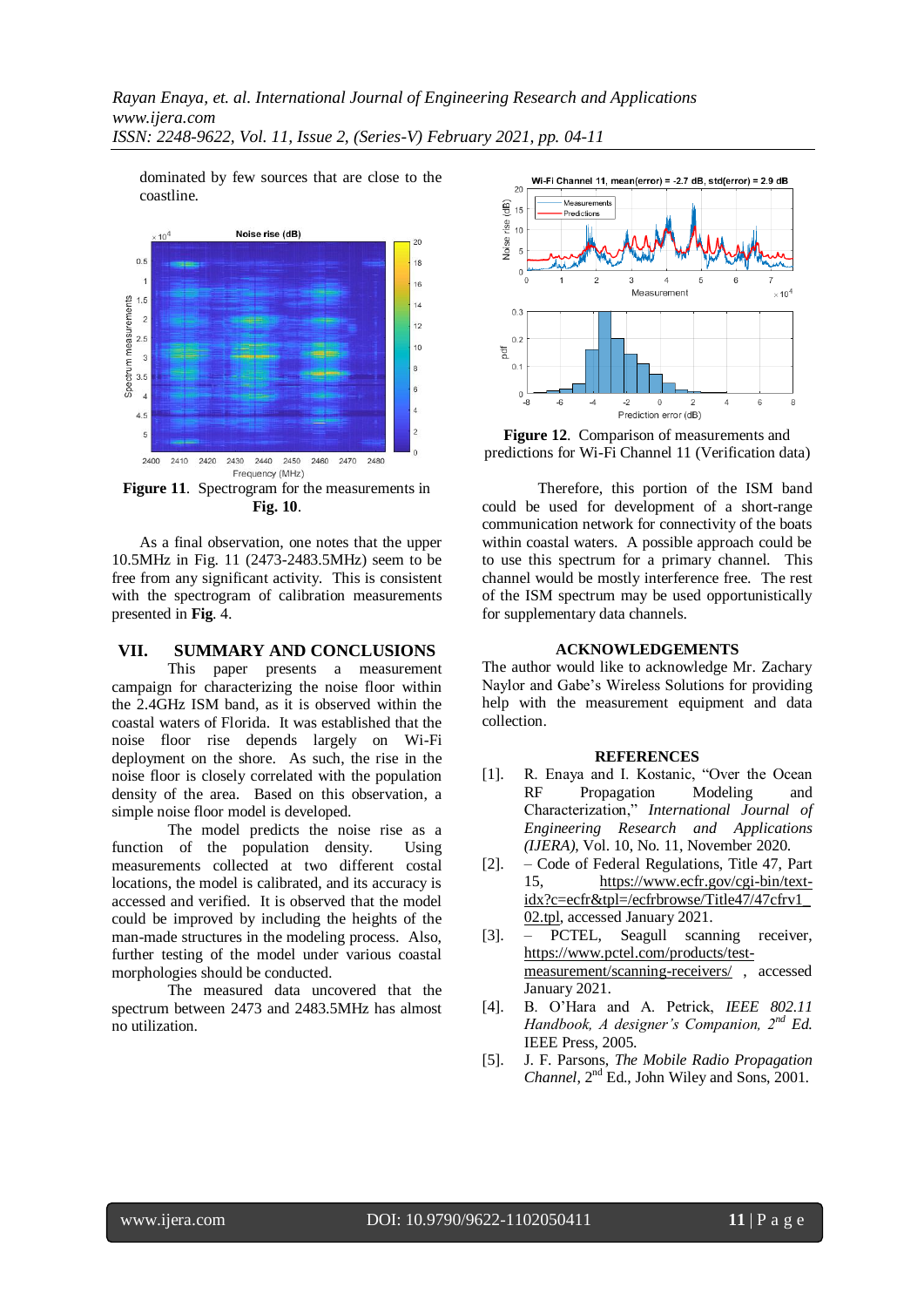dominated by few sources that are close to the coastline.

**Figure 11**. Spectrogram for the measurements in **Fig. 10**.

As a final observation, one notes that the upper 10.5MHz in Fig. 11 (2473-2483.5MHz) seem to be free from any significant activity. This is consistent with the spectrogram of calibration measurements presented in **Fig**. 4.

## VII. SUMMARY AND CONCLUSIONS

This paper presents a measurement campaign for characterizing the noise floor within the 2.4GHz ISM band, as it is observed within the coastal waters of Florida. It was established that the noise floor rise depends largely on Wi-Fi deployment on the shore. As such, the rise in the noise floor is closely correlated with the population density of the area. Based on this observation, a simple noise floor model is developed.

The model predicts the noise rise as a function of the population density. Using measurements collected at two different costal locations, the model is calibrated, and its accuracy is accessed and verified. It is observed that the model could be improved by including the heights of the man-made structures in the modeling process. Also, further testing of the model under various coastal morphologies should be conducted.

The measured data uncovered that the spectrum between 2473 and 2483.5MHz has almost no utilization.

**Figure 12**. Comparison of measurements and predictions for Wi-Fi Channel 11 (Verification data)

Therefore, this portion of the ISM band could be used for development of a short-range communication network for connectivity of the boats within coastal waters. A possible approach could be to use this spectrum for a primary channel. This channel would be mostly interference free. The rest of the ISM spectrum may be used opportunistically for supplementary data channels.

## ACKNOWLEDGEMENTS

The author would like to acknowledge Mr. Zachary Naylor and Gabe's Wireless Solutions for providing help with the measurement equipment and data collection.

## REFERENCES

[1]. R. Enaya and I. Kostanic, "Over the Ocean RF Propagation Modeling and Characterization," *International Journal of Engineering Research and Applications (IJERA)*, Vol. 10, No. 11, November 2020.

[2]. – Code of Federal Regulations, Title 47, Part 15, https://www.ecfr.gov/cgi-bin/text-idx?c=ecfr&tpl=/ecfrbrowse/Title47/47cfrv1_02.tpl, accessed January 2021.

[3]. – PCTEL, Seagull scanning receiver, https://www.pctel.com/products/test-measurement/scanning-receivers/ , accessed January 2021.

[4]. B. O'Hara and A. Petrick, *IEEE 802.11 Handbook, A designer's Companion, 2nd Ed.* IEEE Press, 2005.

[5]. J. F. Parsons, *The Mobile Radio Propagation Channel*, 2nd Ed., John Wiley and Sons, 2001.